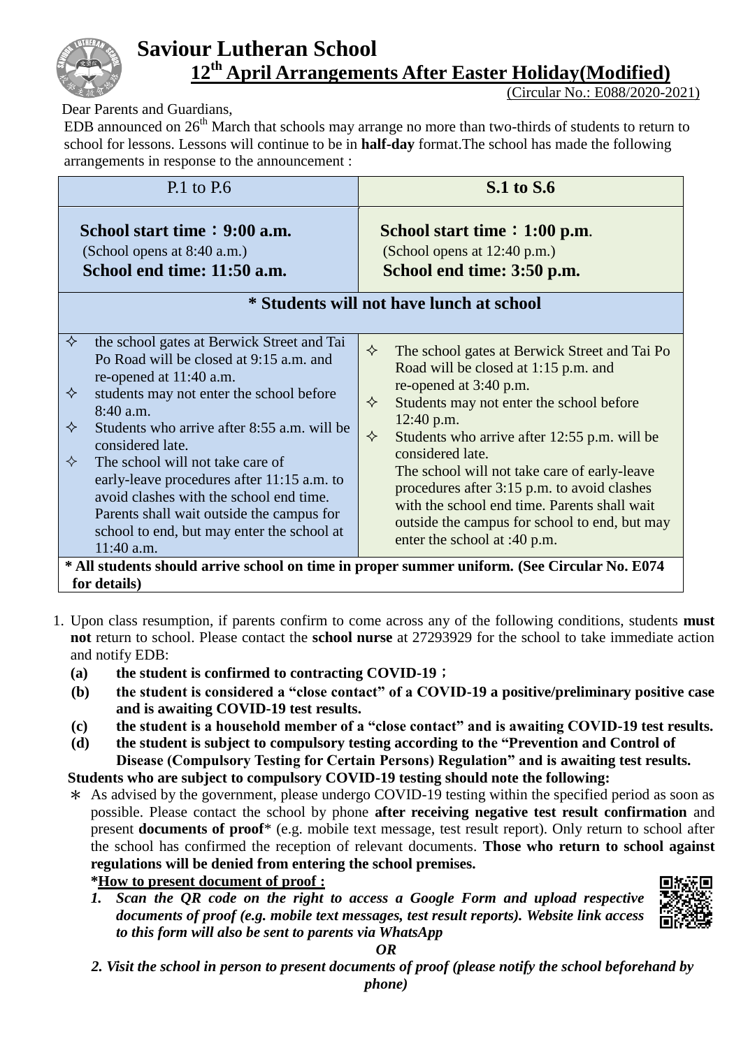# Saviour Lutheran School

## 12th April Arrangements After Easter Holiday(Modified)

(Circular No.: E088/2020-2021)

Dear Parents and Guardians,

EDB announced on 26th March that schools may arrange no more than two-thirds of students to return to school for lessons. Lessons will continue to be in **half-day** format.The school has made the following arrangements in response to the announcement :

| P.1 to P.6 | **S.1 to S.6** |
|---|---|
| **School start time：9:00 a.m.**<br>(School opens at 8:40 a.m.)<br>**School end time: 11:50 a.m.** | **School start time：1:00 p.m.**<br>(School opens at 12:40 p.m.)<br>**School end time: 3:50 p.m.** |
| **\* Students will not have lunch at school** | |
| ✧ the school gates at Berwick Street and Tai Po Road will be closed at 9:15 a.m. and re-opened at 11:40 a.m.<br>✧ students may not enter the school before 8:40 a.m.<br>✧ Students who arrive after 8:55 a.m. will be considered late.<br>✧ The school will not take care of early-leave procedures after 11:15 a.m. to avoid clashes with the school end time. Parents shall wait outside the campus for school to end, but may enter the school at 11:40 a.m. | ✧ The school gates at Berwick Street and Tai Po Road will be closed at 1:15 p.m. and re-opened at 3:40 p.m.<br>✧ Students may not enter the school before 12:40 p.m.<br>✧ Students who arrive after 12:55 p.m. will be considered late.<br>The school will not take care of early-leave procedures after 3:15 p.m. to avoid clashes with the school end time. Parents shall wait outside the campus for school to end, but may enter the school at :40 p.m. |
| **\* All students should arrive school on time in proper summer uniform. (See Circular No. E074 for details)** | |

1. Upon class resumption, if parents confirm to come across any of the following conditions, students **must not** return to school. Please contact the **school nurse** at 27293929 for the school to take immediate action and notify EDB:
   - **(a) the student is confirmed to contracting COVID-19；**
   - **(b) the student is considered a "close contact" of a COVID-19 a positive/preliminary positive case and is awaiting COVID-19 test results.**
   - **(c) the student is a household member of a "close contact" and is awaiting COVID-19 test results.**
   - **(d) the student is subject to compulsory testing according to the "Prevention and Control of Disease (Compulsory Testing for Certain Persons) Regulation" and is awaiting test results.**

   **Students who are subject to compulsory COVID-19 testing should note the following:**

   \* As advised by the government, please undergo COVID-19 testing within the specified period as soon as possible. Please contact the school by phone **after receiving negative test result confirmation** and present **documents of proof**\* (e.g. mobile text message, test result report). Only return to school after the school has confirmed the reception of relevant documents. **Those who return to school against regulations will be denied from entering the school premises.**

   **\*<u>How to present document of proof :</u>**

   ***1. Scan the QR code on the right to access a Google Form and upload respective documents of proof (e.g. mobile text messages, test result reports). Website link access to this form will also be sent to parents via WhatsApp***

   ***OR***

   ***2. Visit the school in person to present documents of proof (please notify the school beforehand by phone)***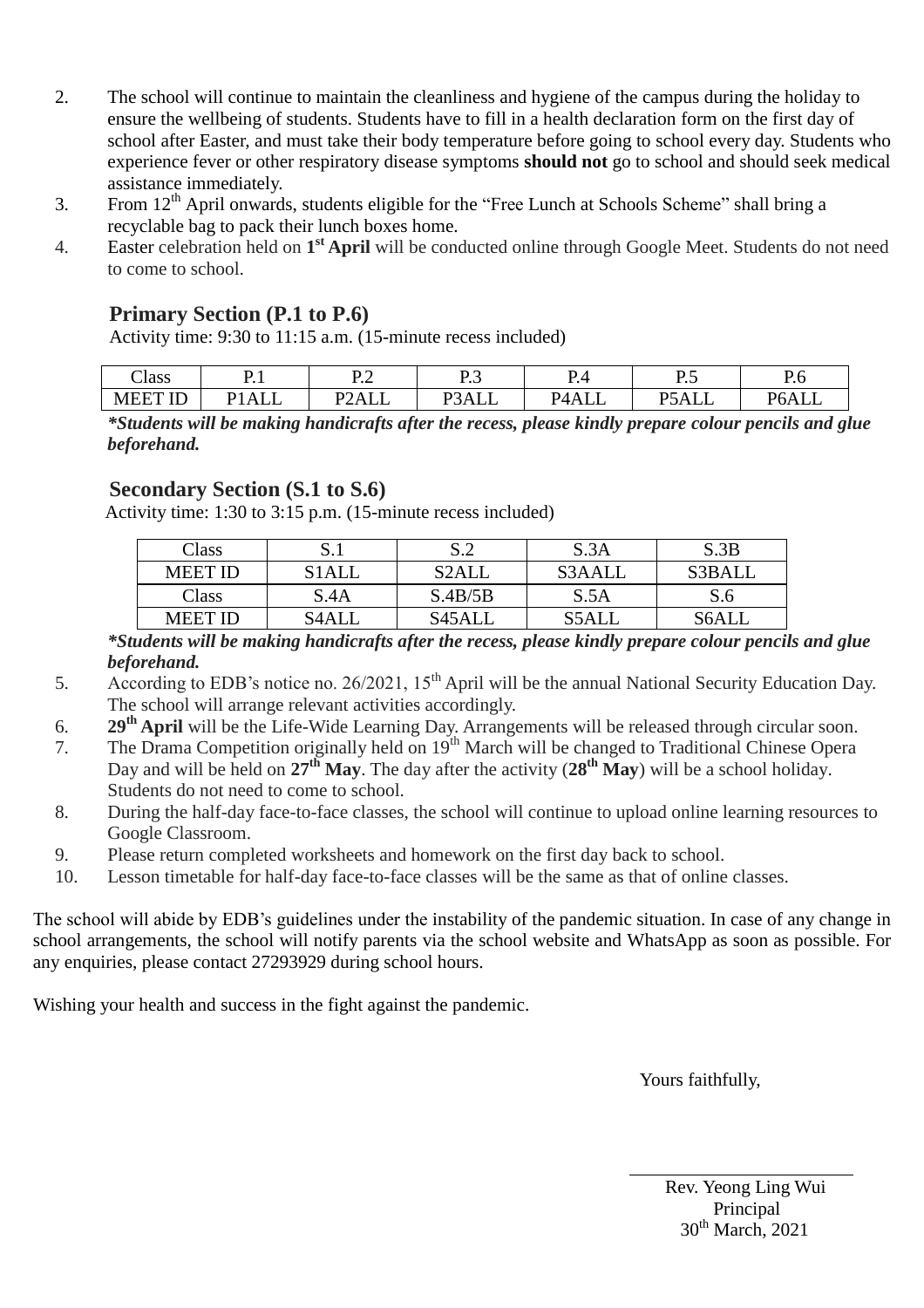2. The school will continue to maintain the cleanliness and hygiene of the campus during the holiday to ensure the wellbeing of students. Students have to fill in a health declaration form on the first day of school after Easter, and must take their body temperature before going to school every day. Students who experience fever or other respiratory disease symptoms **should not** go to school and should seek medical assistance immediately.
3. From 12th April onwards, students eligible for the "Free Lunch at Schools Scheme" shall bring a recyclable bag to pack their lunch boxes home.
4. Easter celebration held on **1st April** will be conducted online through Google Meet. Students do not need to come to school.

### Primary Section (P.1 to P.6)

Activity time: 9:30 to 11:15 a.m. (15-minute recess included)

| Class | P.1 | P.2 | P.3 | P.4 | P.5 | P.6 |
|---|---|---|---|---|---|---|
| MEET ID | P1ALL | P2ALL | P3ALL | P4ALL | P5ALL | P6ALL |

***Students will be making handicrafts after the recess, please kindly prepare colour pencils and glue beforehand.***

### Secondary Section (S.1 to S.6)

Activity time: 1:30 to 3:15 p.m. (15-minute recess included)

| Class | S.1 | S.2 | S.3A | S.3B |
|---|---|---|---|---|
| MEET ID | S1ALL | S2ALL | S3AALL | S3BALL |
| Class | S.4A | S.4B/5B | S.5A | S.6 |
| MEET ID | S4ALL | S45ALL | S5ALL | S6ALL |

***Students will be making handicrafts after the recess, please kindly prepare colour pencils and glue beforehand.***

5. According to EDB's notice no. 26/2021, 15th April will be the annual National Security Education Day. The school will arrange relevant activities accordingly.
6. **29th April** will be the Life-Wide Learning Day. Arrangements will be released through circular soon.
7. The Drama Competition originally held on 19th March will be changed to Traditional Chinese Opera Day and will be held on **27th May**. The day after the activity (**28th May**) will be a school holiday. Students do not need to come to school.
8. During the half-day face-to-face classes, the school will continue to upload online learning resources to Google Classroom.
9. Please return completed worksheets and homework on the first day back to school.
10. Lesson timetable for half-day face-to-face classes will be the same as that of online classes.

The school will abide by EDB's guidelines under the instability of the pandemic situation. In case of any change in school arrangements, the school will notify parents via the school website and WhatsApp as soon as possible. For any enquiries, please contact 27293929 during school hours.

Wishing your health and success in the fight against the pandemic.

Yours faithfully,

Rev. Yeong Ling Wui
Principal
30th March, 2021